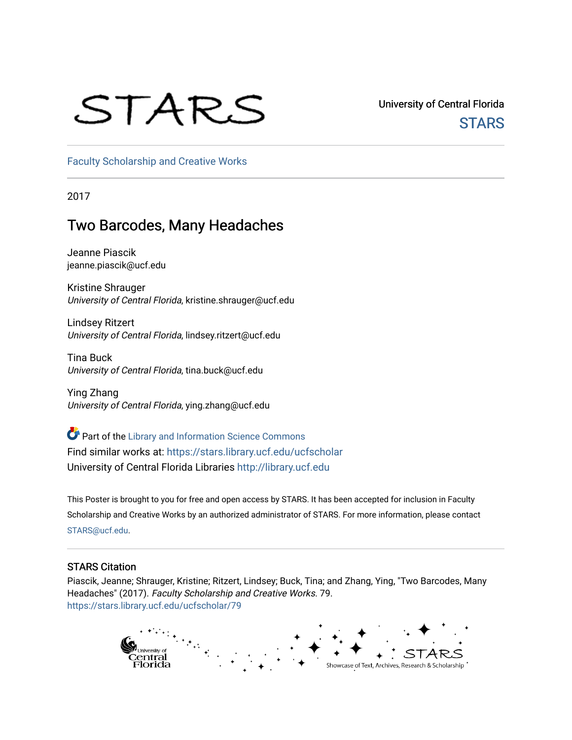STARS

University of Central Florida

STARS

Faculty Scholarship and Creative Works

2017

# Two Barcodes, Many Headaches

Jeanne Piascik
jeanne.piascik@ucf.edu

Kristine Shrauger
*University of Central Florida*, kristine.shrauger@ucf.edu

Lindsey Ritzert
*University of Central Florida*, lindsey.ritzert@ucf.edu

Tina Buck
*University of Central Florida*, tina.buck@ucf.edu

Ying Zhang
*University of Central Florida*, ying.zhang@ucf.edu

Part of the Library and Information Science Commons
Find similar works at: https://stars.library.ucf.edu/ucfscholar
University of Central Florida Libraries http://library.ucf.edu

This Poster is brought to you for free and open access by STARS. It has been accepted for inclusion in Faculty Scholarship and Creative Works by an authorized administrator of STARS. For more information, please contact STARS@ucf.edu.

## STARS Citation

Piascik, Jeanne; Shrauger, Kristine; Ritzert, Lindsey; Buck, Tina; and Zhang, Ying, "Two Barcodes, Many Headaches" (2017). *Faculty Scholarship and Creative Works*. 79.
https://stars.library.ucf.edu/ucfscholar/79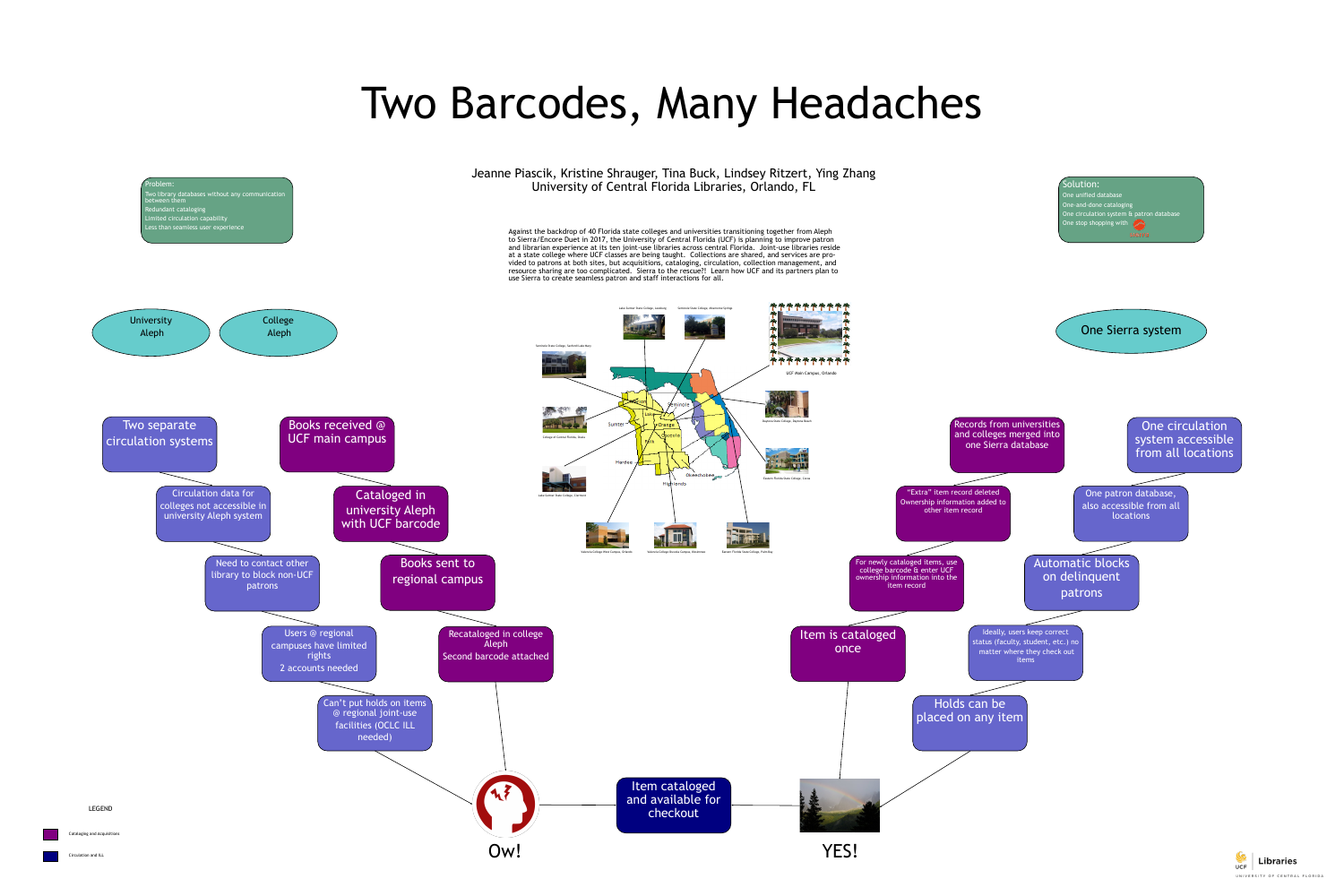# Two Barcodes, Many Headaches

Jeanne Piascik, Kristine Shrauger, Tina Buck, Lindsey Ritzert, Ying Zhang
University of Central Florida Libraries, Orlando, FL

Against the backdrop of 40 Florida state colleges and universities transitioning together from Aleph to Sierra/Encore Duet in 2017, the University of Central Florida (UCF) is planning to improve patron and librarian experience at its ten joint-use libraries across central Florida. Joint-use libraries reside at a state college where UCF classes are being taught. Collections are shared, and services are provided to patrons at both sites, but acquisitions, cataloging, circulation, collection management, and resource sharing are too complicated. Sierra to the rescue?! Learn how UCF and its partners plan to use Sierra to create seamless patron and staff interactions for all.

**Problem:**

- Two library databases without any communication between them
- Redundant cataloging
- Limited circulation capability
- Less than seamless user experience

**Solution:**

- One unified database
- One-and-done cataloging
- One circulation system & patron database
- One stop shopping with

University Aleph

College Aleph

Two separate circulation systems

Circulation data for colleges not accessible in university Aleph system

Need to contact other library to block non-UCF patrons

Users @ regional campuses have limited rights
2 accounts needed

Can't put holds on items @ regional joint-use facilities (OCLC ILL needed)

Books received @ UCF main campus

Cataloged in university Aleph with UCF barcode

Books sent to regional campus

Recataloged in college Aleph
Second barcode attached

Ow!

Item cataloged and available for checkout

YES!

One Sierra system

Records from universities and colleges merged into one Sierra database

"Extra" item record deleted
Ownership information added to other item record

For newly cataloged items, use college barcode & enter UCF ownership information into the item record

Item is cataloged once

One circulation system accessible from all locations

One patron database, also accessible from all locations

Automatic blocks on delinquent patrons

Ideally, users keep correct status (faculty, student, etc.) no matter where they check out items

Holds can be placed on any item

Lake Sumter State College, Leesburg
Seminole State College, Altamonte Springs
UCF Main Campus, Orlando
Seminole State College, Sanford/Lake Mary
College of Central Florida, Ocala
Daytona State College, Daytona Beach
Eastern Florida State College, Cocoa
Lake Sumter State College, Clermont
Valencia College West Campus, Orlando
Valencia College Osceola Campus, Kissimmee
Eastern Florida State College, Palm Bay

Seminole
Lake
Orange
Sumter
Osceola
Polk
Hardee
Okeechobee
Highlands

LEGEND

Cataloging and Acquisitions

Circulation and ILL

UCF | Libraries
UNIVERSITY OF CENTRAL FLORIDA